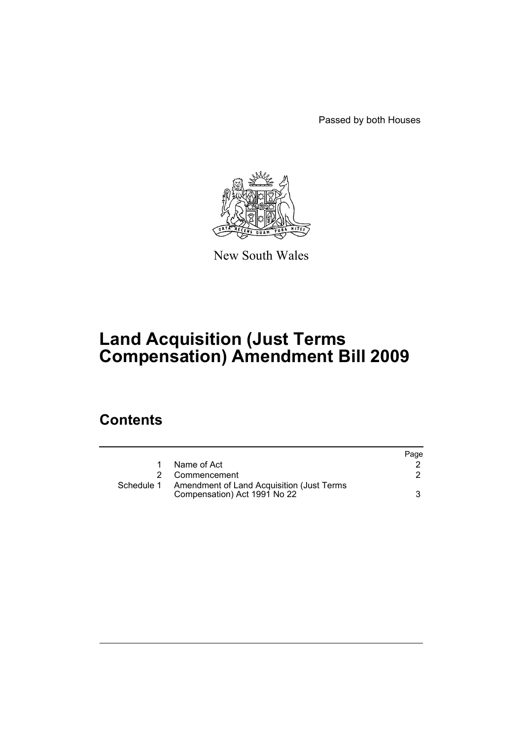Passed by both Houses

New South Wales

# Land Acquisition (Just Terms Compensation) Amendment Bill 2009

## Contents

| | | Page |
|---|---|---|
| 1 | Name of Act | 2 |
| 2 | Commencement | 2 |
| Schedule 1 | Amendment of Land Acquisition (Just Terms Compensation) Act 1991 No 22 | 3 |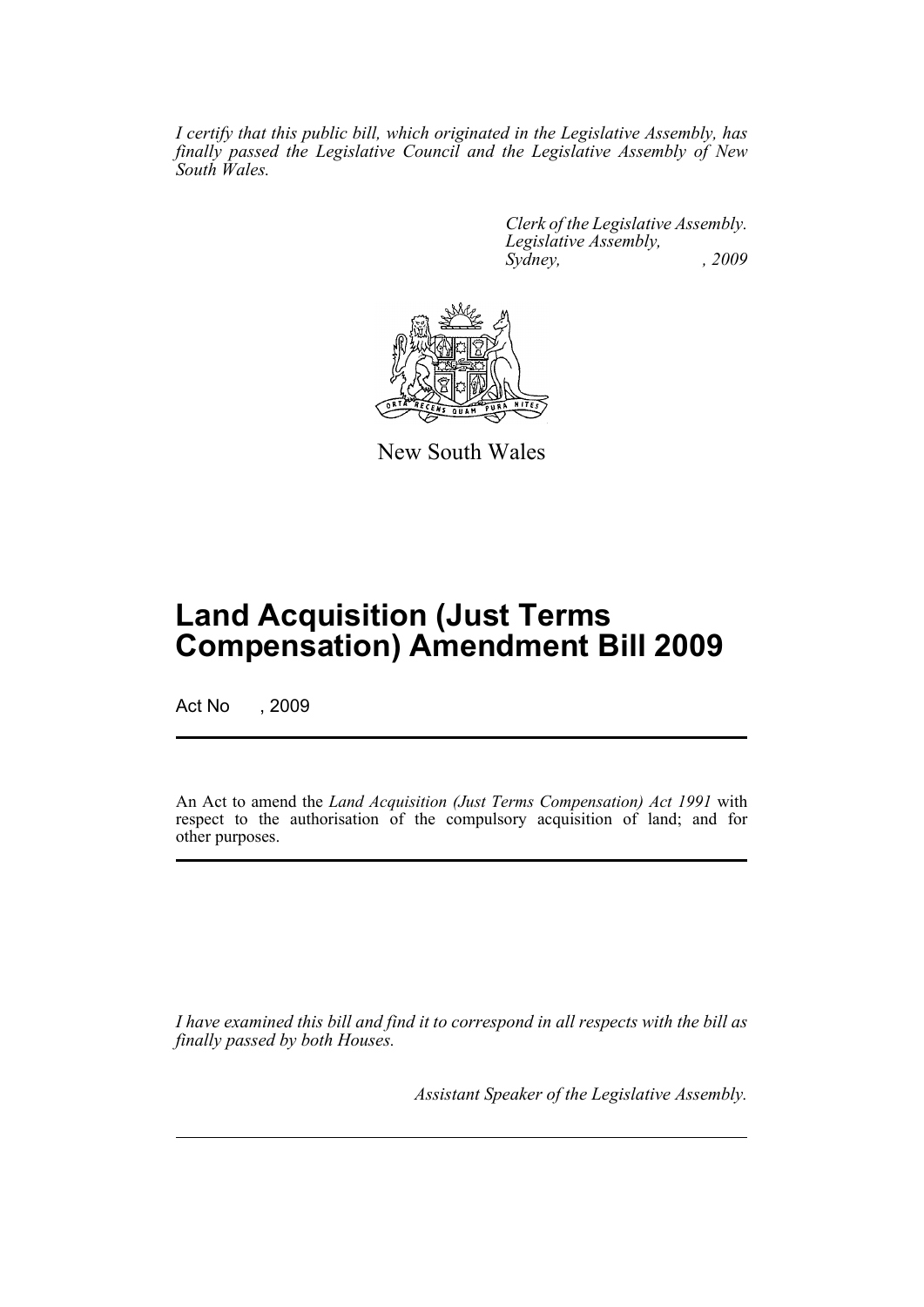*I certify that this public bill, which originated in the Legislative Assembly, has finally passed the Legislative Council and the Legislative Assembly of New South Wales.*

*Clerk of the Legislative Assembly.*
*Legislative Assembly,*
*Sydney, , 2009*

New South Wales

# Land Acquisition (Just Terms Compensation) Amendment Bill 2009

Act No , 2009

An Act to amend the *Land Acquisition (Just Terms Compensation) Act 1991* with respect to the authorisation of the compulsory acquisition of land; and for other purposes.

*I have examined this bill and find it to correspond in all respects with the bill as finally passed by both Houses.*

*Assistant Speaker of the Legislative Assembly.*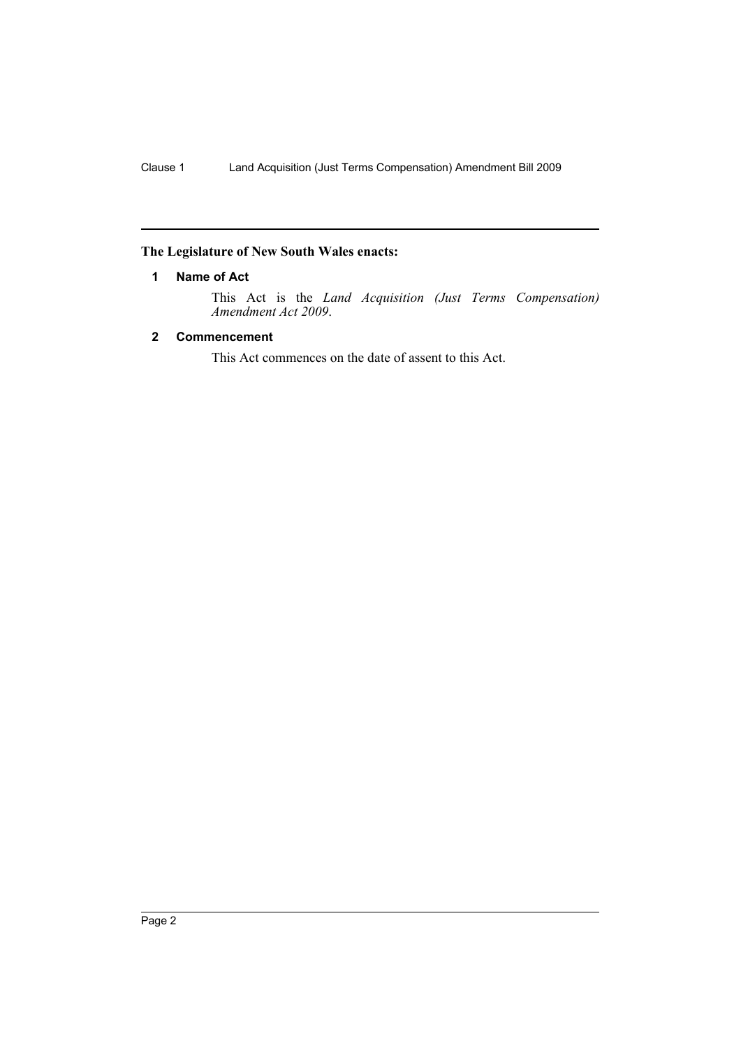**The Legislature of New South Wales enacts:**

## 1 Name of Act

This Act is the *Land Acquisition (Just Terms Compensation) Amendment Act 2009*.

## 2 Commencement

This Act commences on the date of assent to this Act.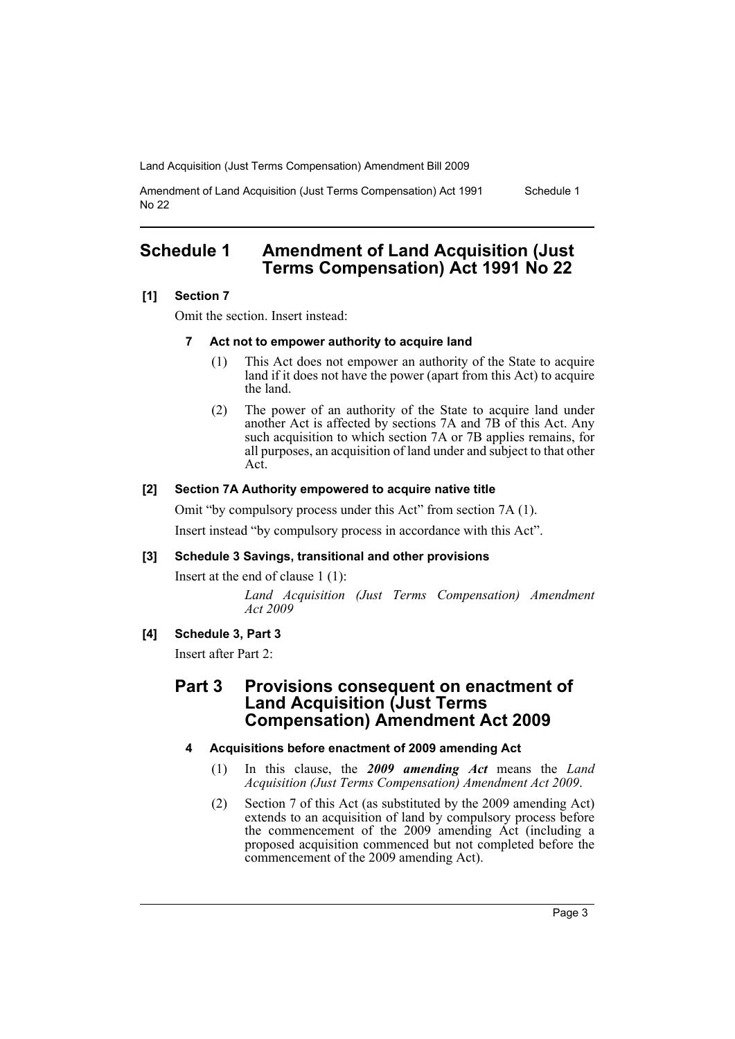## Schedule 1 Amendment of Land Acquisition (Just Terms Compensation) Act 1991 No 22

**[1] Section 7**

Omit the section. Insert instead:

**7 Act not to empower authority to acquire land**

(1) This Act does not empower an authority of the State to acquire land if it does not have the power (apart from this Act) to acquire the land.

(2) The power of an authority of the State to acquire land under another Act is affected by sections 7A and 7B of this Act. Any such acquisition to which section 7A or 7B applies remains, for all purposes, an acquisition of land under and subject to that other Act.

**[2] Section 7A Authority empowered to acquire native title**

Omit "by compulsory process under this Act" from section 7A (1).

Insert instead "by compulsory process in accordance with this Act".

**[3] Schedule 3 Savings, transitional and other provisions**

Insert at the end of clause 1 (1):

*Land Acquisition (Just Terms Compensation) Amendment Act 2009*

**[4] Schedule 3, Part 3**

Insert after Part 2:

### Part 3 Provisions consequent on enactment of Land Acquisition (Just Terms Compensation) Amendment Act 2009

**4 Acquisitions before enactment of 2009 amending Act**

(1) In this clause, the ***2009 amending Act*** means the *Land Acquisition (Just Terms Compensation) Amendment Act 2009*.

(2) Section 7 of this Act (as substituted by the 2009 amending Act) extends to an acquisition of land by compulsory process before the commencement of the 2009 amending Act (including a proposed acquisition commenced but not completed before the commencement of the 2009 amending Act).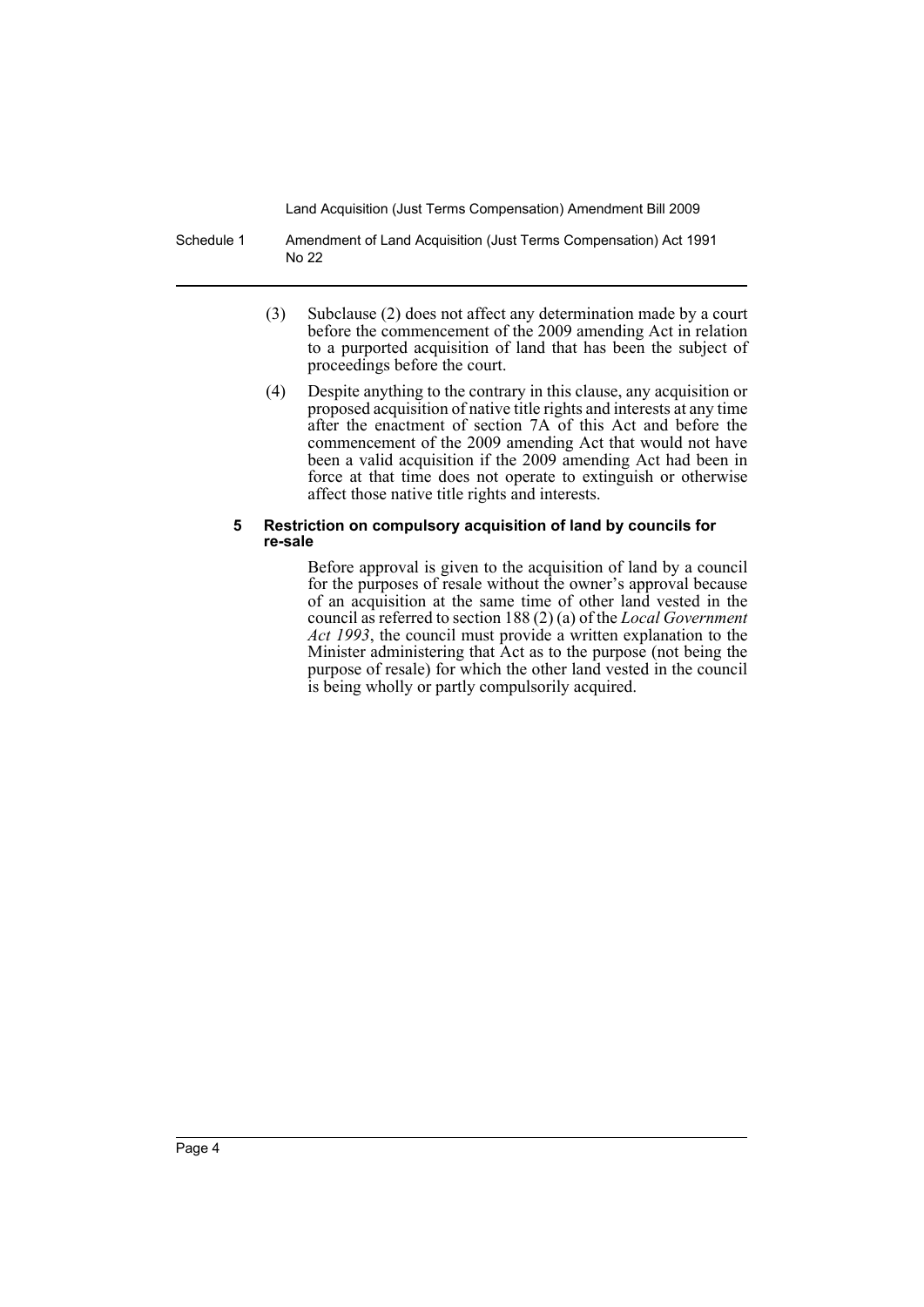(3) Subclause (2) does not affect any determination made by a court before the commencement of the 2009 amending Act in relation to a purported acquisition of land that has been the subject of proceedings before the court.

(4) Despite anything to the contrary in this clause, any acquisition or proposed acquisition of native title rights and interests at any time after the enactment of section 7A of this Act and before the commencement of the 2009 amending Act that would not have been a valid acquisition if the 2009 amending Act had been in force at that time does not operate to extinguish or otherwise affect those native title rights and interests.

#### 5 Restriction on compulsory acquisition of land by councils for re-sale

Before approval is given to the acquisition of land by a council for the purposes of resale without the owner's approval because of an acquisition at the same time of other land vested in the council as referred to section 188 (2) (a) of the *Local Government Act 1993*, the council must provide a written explanation to the Minister administering that Act as to the purpose (not being the purpose of resale) for which the other land vested in the council is being wholly or partly compulsorily acquired.